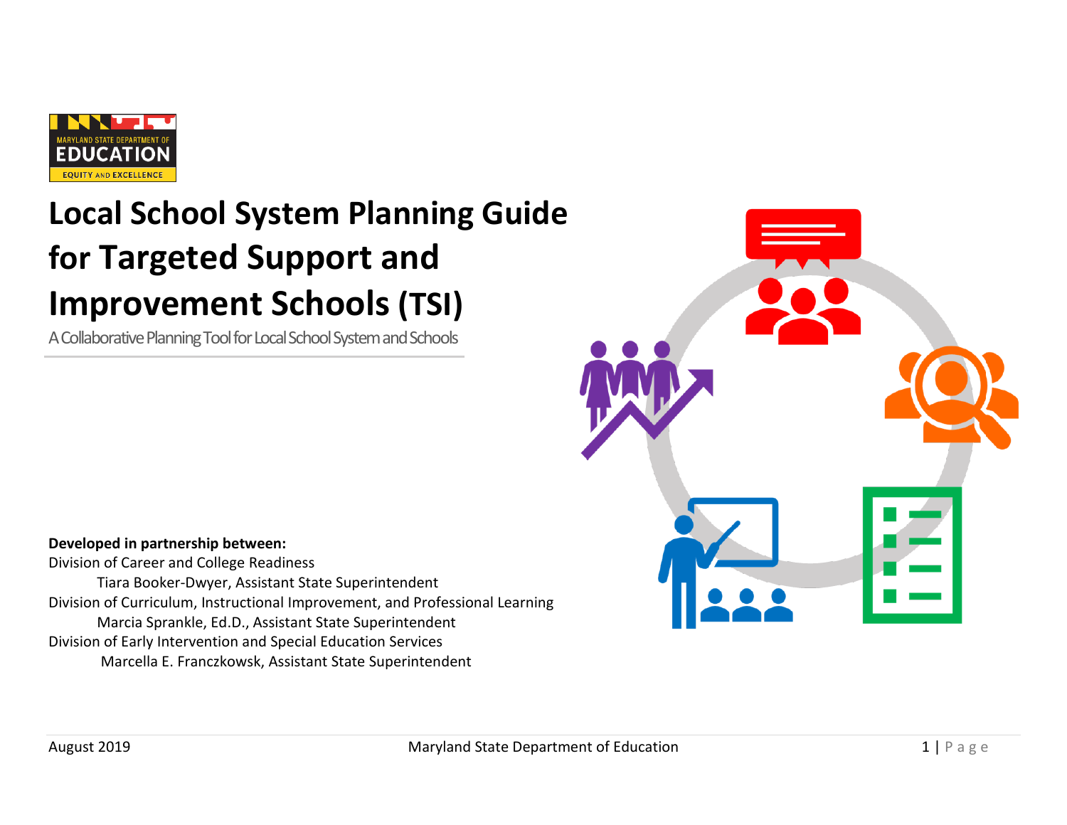# Local School System Planning Guide for Targeted Support and Improvement Schools (TSI)

A Collaborative Planning Tool for Local School System and Schools

**Developed in partnership between:**

Division of Career and College Readiness
Tiara Booker-Dwyer, Assistant State Superintendent

Division of Curriculum, Instructional Improvement, and Professional Learning
Marcia Sprankle, Ed.D., Assistant State Superintendent

Division of Early Intervention and Special Education Services
Marcella E. Franczkowsk, Assistant State Superintendent

August 2019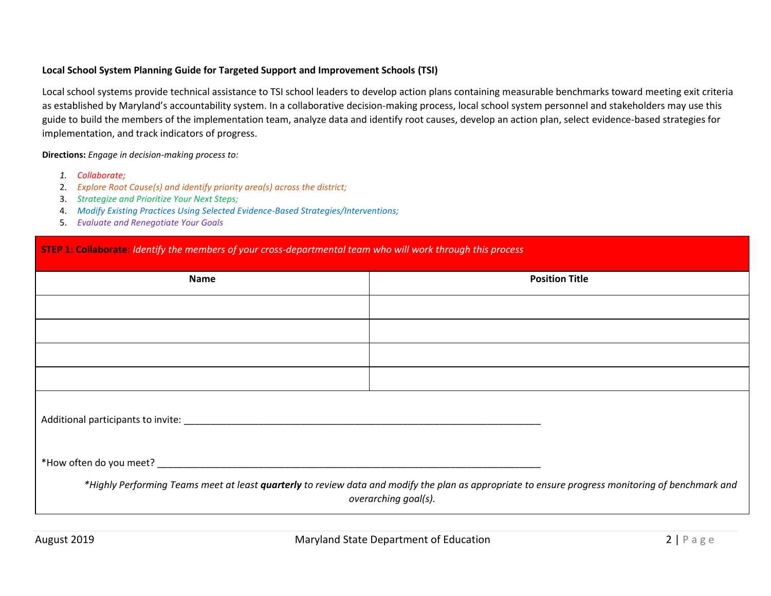**Local School System Planning Guide for Targeted Support and Improvement Schools (TSI)**

Local school systems provide technical assistance to TSI school leaders to develop action plans containing measurable benchmarks toward meeting exit criteria as established by Maryland's accountability system. In a collaborative decision-making process, local school system personnel and stakeholders may use this guide to build the members of the implementation team, analyze data and identify root causes, develop an action plan, select evidence-based strategies for implementation, and track indicators of progress.

**Directions:** *Engage in decision-making process to:*

1. *Collaborate;*
2. *Explore Root Cause(s) and identify priority area(s) across the district;*
3. *Strategize and Prioritize Your Next Steps;*
4. *Modify Existing Practices Using Selected Evidence-Based Strategies/Interventions;*
5. *Evaluate and Renegotiate Your Goals*

**STEP 1: Collaborate**: *Identify the members of your cross-departmental team who will work through this process*

| Name | Position Title |
|---|---|
| | |
| | |
| | |
| | |

Additional participants to invite: ______________________________________________________________________

*How often do you meet? ___________________________________________________________________________

*\*Highly Performing Teams meet at least* ***quarterly*** *to review data and modify the plan as appropriate to ensure progress monitoring of benchmark and overarching goal(s).*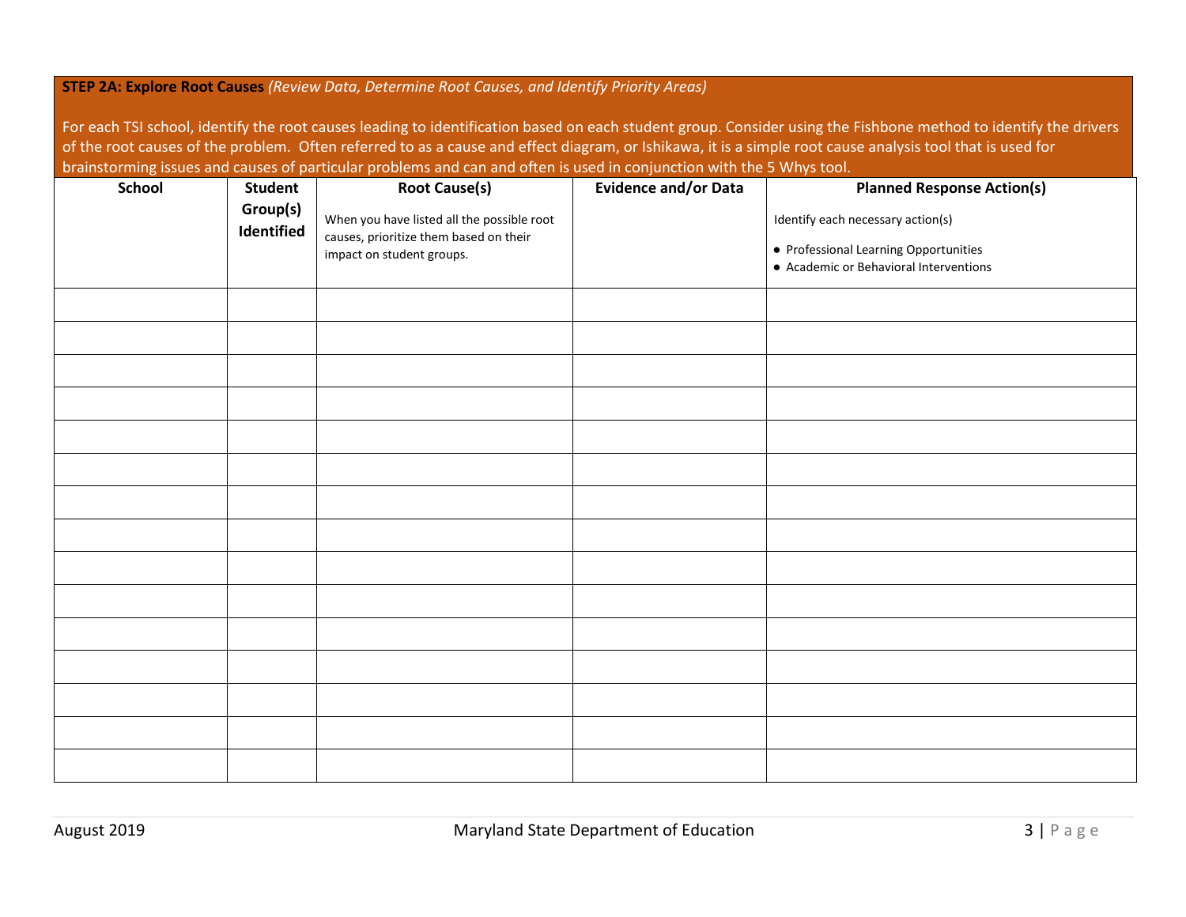**STEP 2A: Explore Root Causes** *(Review Data, Determine Root Causes, and Identify Priority Areas)*

For each TSI school, identify the root causes leading to identification based on each student group. Consider using the Fishbone method to identify the drivers of the root causes of the problem. Often referred to as a cause and effect diagram, or Ishikawa, it is a simple root cause analysis tool that is used for brainstorming issues and causes of particular problems and can and often is used in conjunction with the 5 Whys tool.

| School | Student Group(s) Identified | Root Cause(s)<br><br>When you have listed all the possible root causes, prioritize them based on their impact on student groups. | Evidence and/or Data | Planned Response Action(s)<br><br>Identify each necessary action(s)<br><br>• Professional Learning Opportunities<br>• Academic or Behavioral Interventions |
|---|---|---|---|---|
| | | | | |
| | | | | |
| | | | | |
| | | | | |
| | | | | |
| | | | | |
| | | | | |
| | | | | |
| | | | | |
| | | | | |
| | | | | |
| | | | | |
| | | | | |
| | | | | |
| | | | | |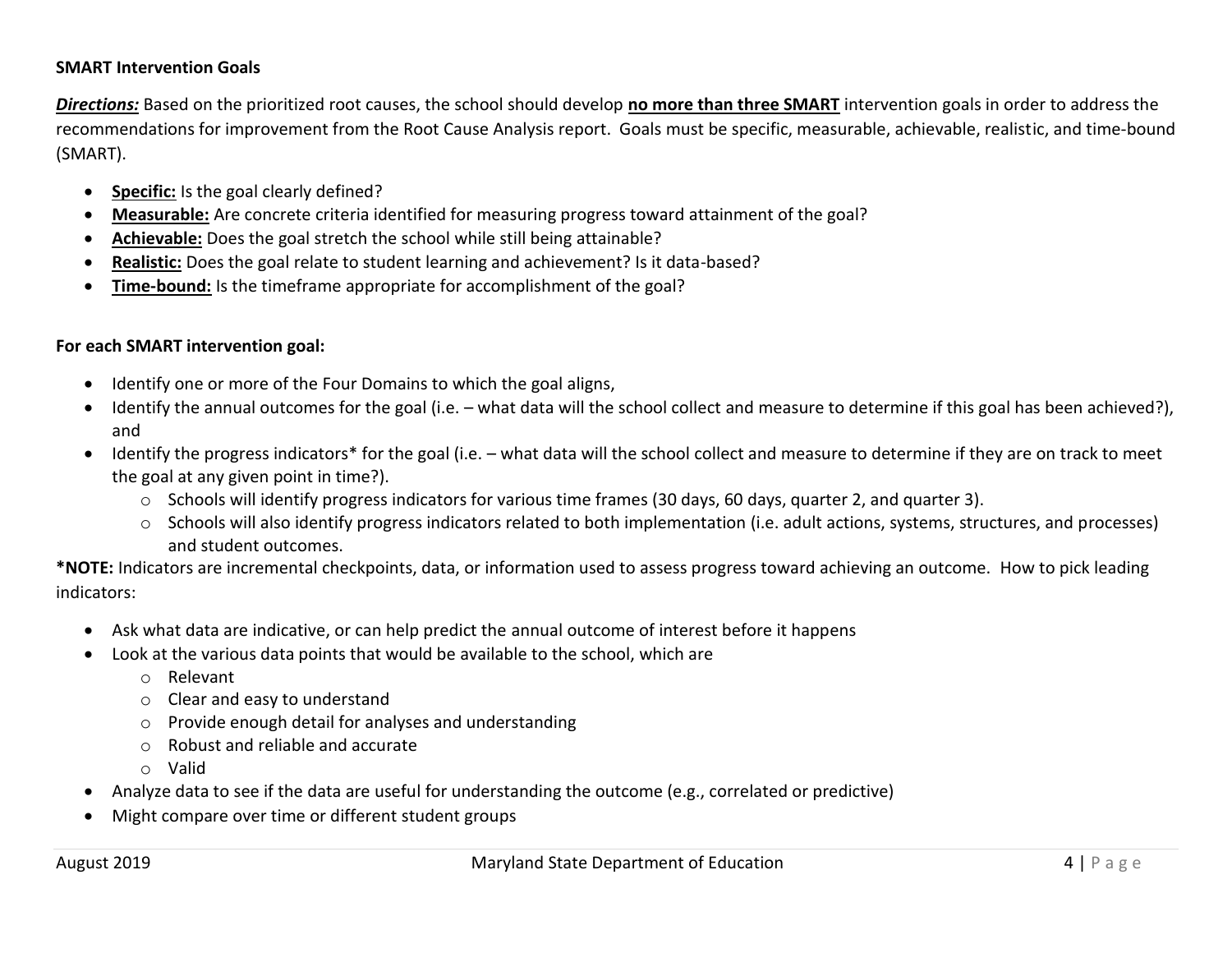**SMART Intervention Goals**

***Directions:*** Based on the prioritized root causes, the school should develop **no more than three SMART** intervention goals in order to address the recommendations for improvement from the Root Cause Analysis report. Goals must be specific, measurable, achievable, realistic, and time-bound (SMART).

- **Specific:** Is the goal clearly defined?
- **Measurable:** Are concrete criteria identified for measuring progress toward attainment of the goal?
- **Achievable:** Does the goal stretch the school while still being attainable?
- **Realistic:** Does the goal relate to student learning and achievement? Is it data-based?
- **Time-bound:** Is the timeframe appropriate for accomplishment of the goal?

**For each SMART intervention goal:**

- Identify one or more of the Four Domains to which the goal aligns,
- Identify the annual outcomes for the goal (i.e. – what data will the school collect and measure to determine if this goal has been achieved?), and
- Identify the progress indicators* for the goal (i.e. – what data will the school collect and measure to determine if they are on track to meet the goal at any given point in time?).
  - Schools will identify progress indicators for various time frames (30 days, 60 days, quarter 2, and quarter 3).
  - Schools will also identify progress indicators related to both implementation (i.e. adult actions, systems, structures, and processes) and student outcomes.

***NOTE:** Indicators are incremental checkpoints, data, or information used to assess progress toward achieving an outcome. How to pick leading indicators:

- Ask what data are indicative, or can help predict the annual outcome of interest before it happens
- Look at the various data points that would be available to the school, which are
  - Relevant
  - Clear and easy to understand
  - Provide enough detail for analyses and understanding
  - Robust and reliable and accurate
  - Valid
- Analyze data to see if the data are useful for understanding the outcome (e.g., correlated or predictive)
- Might compare over time or different student groups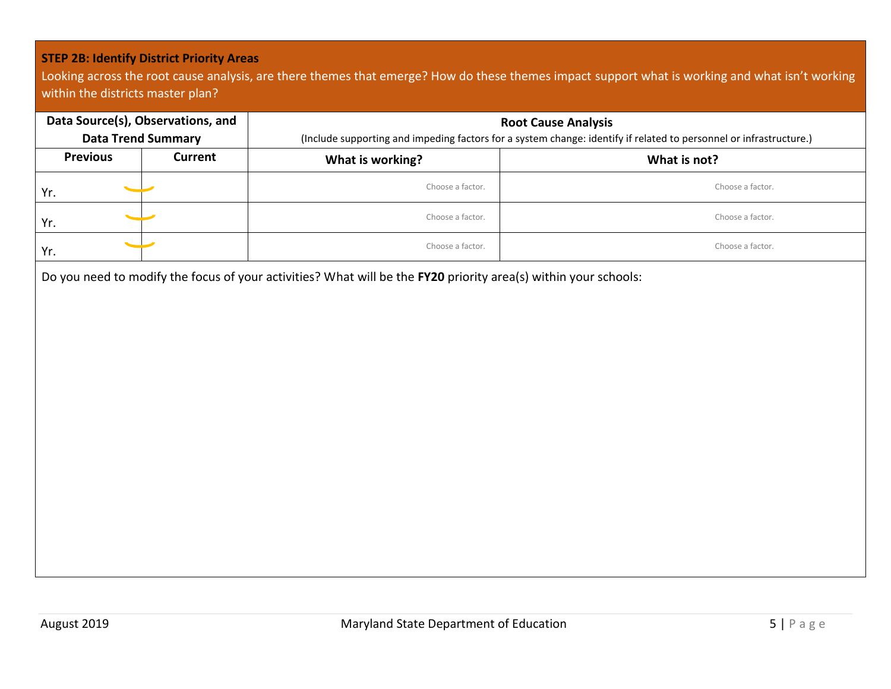**STEP 2B: Identify District Priority Areas**

Looking across the root cause analysis, are there themes that emerge? How do these themes impact support what is working and what isn't working within the districts master plan?

| Data Source(s), Observations, and Data Trend Summary | | Root Cause Analysis (Include supporting and impeding factors for a system change: identify if related to personnel or infrastructure.) | |
|---|---|---|---|
| **Previous** | **Current** | **What is working?** | **What is not?** |
| Yr. | | Choose a factor. | Choose a factor. |
| Yr. | | Choose a factor. | Choose a factor. |
| Yr. | | Choose a factor. | Choose a factor. |

Do you need to modify the focus of your activities? What will be the **FY20** priority area(s) within your schools:

August 2019 Maryland State Department of Education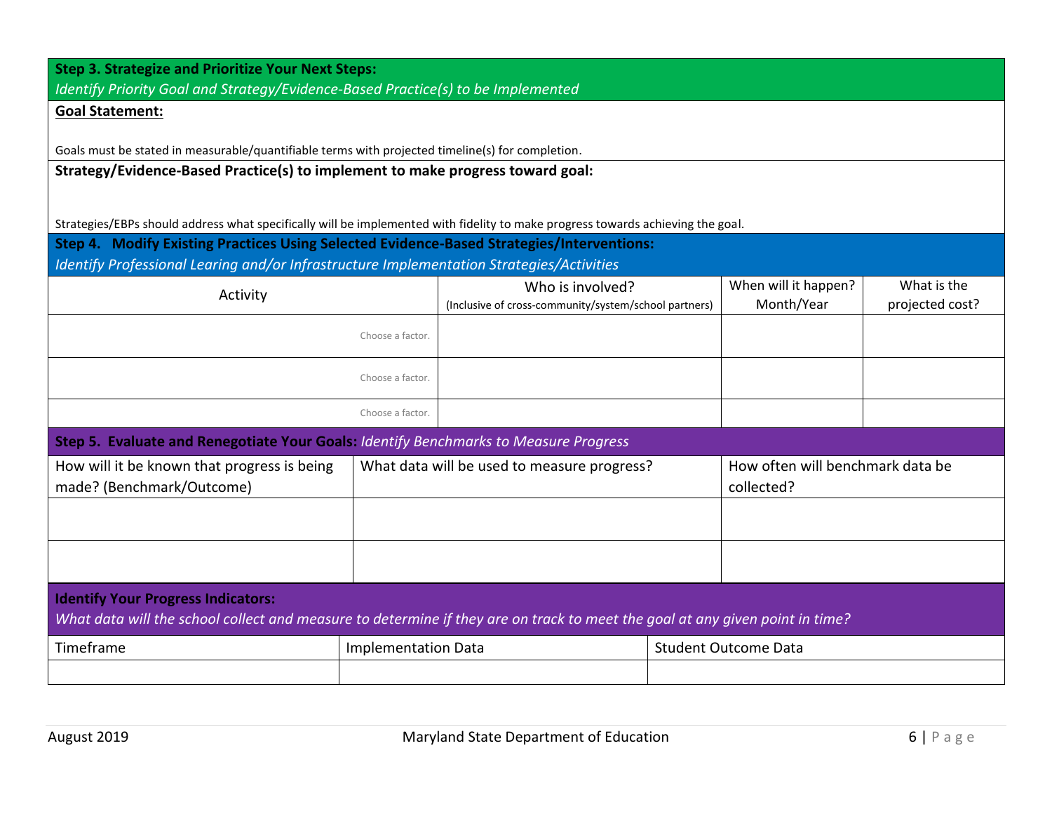**Step 3. Strategize and Prioritize Your Next Steps:**
*Identify Priority Goal and Strategy/Evidence-Based Practice(s) to be Implemented*

**Goal Statement:**

Goals must be stated in measurable/quantifiable terms with projected timeline(s) for completion.

**Strategy/Evidence-Based Practice(s) to implement to make progress toward goal:**

Strategies/EBPs should address what specifically will be implemented with fidelity to make progress towards achieving the goal.

**Step 4. Modify Existing Practices Using Selected Evidence-Based Strategies/Interventions:**
*Identify Professional Learing and/or Infrastructure Implementation Strategies/Activities*

| Activity | Who is involved? (Inclusive of cross-community/system/school partners) | When will it happen? Month/Year | What is the projected cost? |
|---|---|---|---|
| Choose a factor. | | | |
| Choose a factor. | | | |
| Choose a factor. | | | |

**Step 5. Evaluate and Renegotiate Your Goals:** *Identify Benchmarks to Measure Progress*

| How will it be known that progress is being made? (Benchmark/Outcome) | What data will be used to measure progress? | How often will benchmark data be collected? |
|---|---|---|
| | | |
| | | |

**Identify Your Progress Indicators:**
*What data will the school collect and measure to determine if they are on track to meet the goal at any given point in time?*

| Timeframe | Implementation Data | Student Outcome Data |
|---|---|---|
| | | |